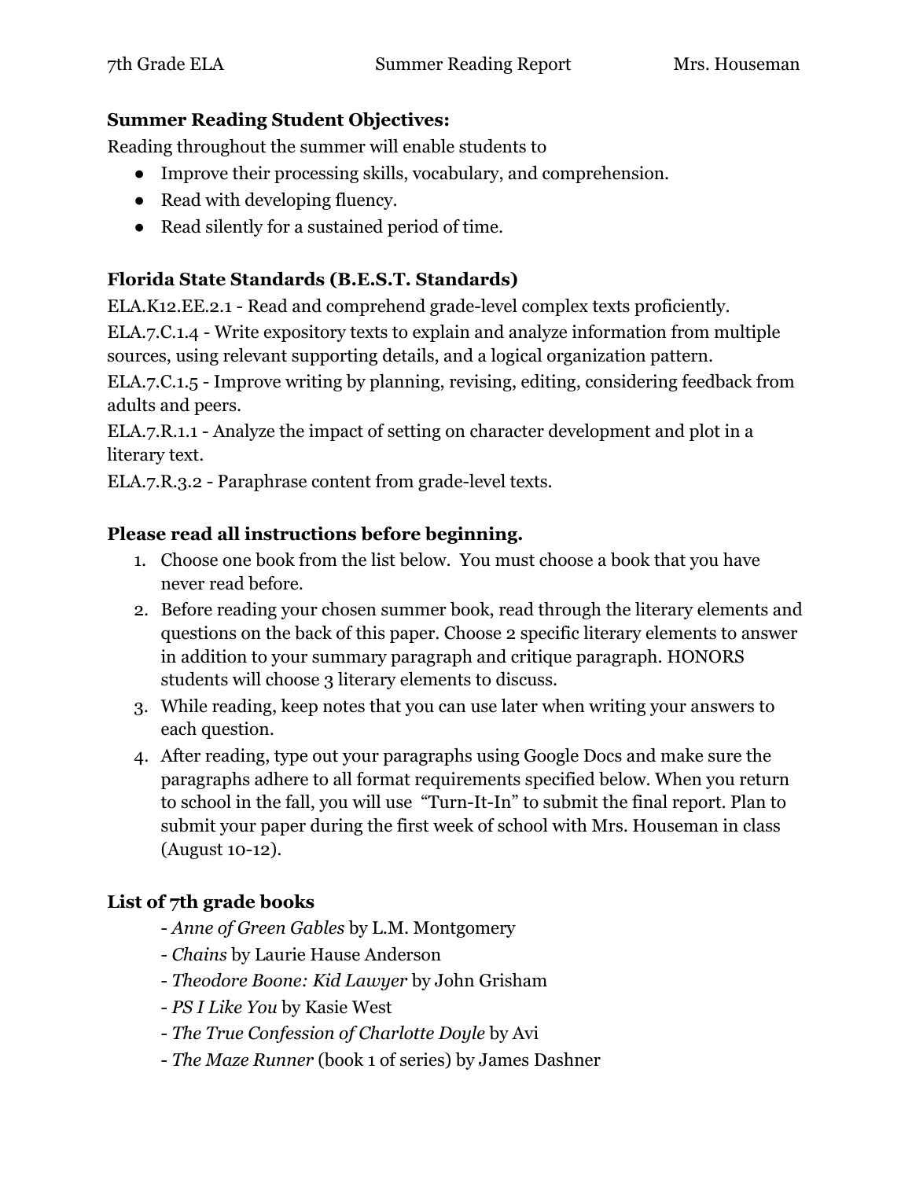7th Grade ELA | Summer Reading Report | Mrs. Houseman

**Summer Reading Student Objectives:**

Reading throughout the summer will enable students to

- Improve their processing skills, vocabulary, and comprehension.
- Read with developing fluency.
- Read silently for a sustained period of time.

**Florida State Standards (B.E.S.T. Standards)**

ELA.K12.EE.2.1 - Read and comprehend grade-level complex texts proficiently.

ELA.7.C.1.4 - Write expository texts to explain and analyze information from multiple sources, using relevant supporting details, and a logical organization pattern.

ELA.7.C.1.5 - Improve writing by planning, revising, editing, considering feedback from adults and peers.

ELA.7.R.1.1 - Analyze the impact of setting on character development and plot in a literary text.

ELA.7.R.3.2 - Paraphrase content from grade-level texts.

**Please read all instructions before beginning.**

1. Choose one book from the list below. You must choose a book that you have never read before.
2. Before reading your chosen summer book, read through the literary elements and questions on the back of this paper. Choose 2 specific literary elements to answer in addition to your summary paragraph and critique paragraph. HONORS students will choose 3 literary elements to discuss.
3. While reading, keep notes that you can use later when writing your answers to each question.
4. After reading, type out your paragraphs using Google Docs and make sure the paragraphs adhere to all format requirements specified below. When you return to school in the fall, you will use "Turn-It-In" to submit the final report. Plan to submit your paper during the first week of school with Mrs. Houseman in class (August 10-12).

**List of 7th grade books**

- *Anne of Green Gables* by L.M. Montgomery
- *Chains* by Laurie Hause Anderson
- *Theodore Boone: Kid Lawyer* by John Grisham
- *PS I Like You* by Kasie West
- *The True Confession of Charlotte Doyle* by Avi
- *The Maze Runner* (book 1 of series) by James Dashner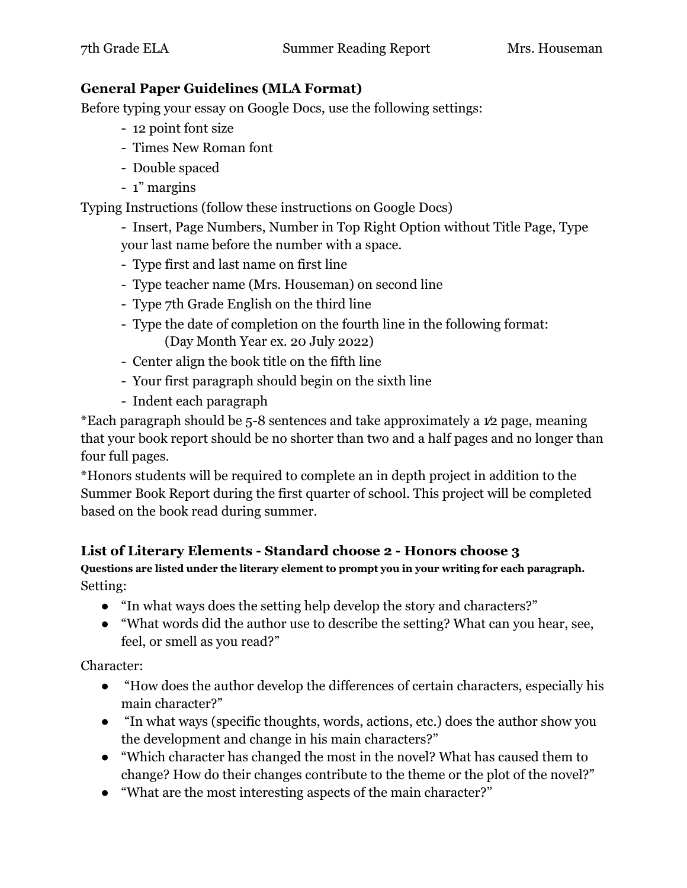## General Paper Guidelines (MLA Format)

Before typing your essay on Google Docs, use the following settings:

- 12 point font size
- Times New Roman font
- Double spaced
- 1" margins

Typing Instructions (follow these instructions on Google Docs)

- Insert, Page Numbers, Number in Top Right Option without Title Page, Type your last name before the number with a space.
- Type first and last name on first line
- Type teacher name (Mrs. Houseman) on second line
- Type 7th Grade English on the third line
- Type the date of completion on the fourth line in the following format:
  (Day Month Year ex. 20 July 2022)
- Center align the book title on the fifth line
- Your first paragraph should begin on the sixth line
- Indent each paragraph

*Each paragraph should be 5-8 sentences and take approximately a ½ page, meaning that your book report should be no shorter than two and a half pages and no longer than four full pages.

*Honors students will be required to complete an in depth project in addition to the Summer Book Report during the first quarter of school. This project will be completed based on the book read during summer.

## List of Literary Elements - Standard choose 2 - Honors choose 3

**Questions are listed under the literary element to prompt you in your writing for each paragraph.**

Setting:

- "In what ways does the setting help develop the story and characters?"
- "What words did the author use to describe the setting? What can you hear, see, feel, or smell as you read?"

Character:

- "How does the author develop the differences of certain characters, especially his main character?"
- "In what ways (specific thoughts, words, actions, etc.) does the author show you the development and change in his main characters?"
- "Which character has changed the most in the novel? What has caused them to change? How do their changes contribute to the theme or the plot of the novel?"
- "What are the most interesting aspects of the main character?"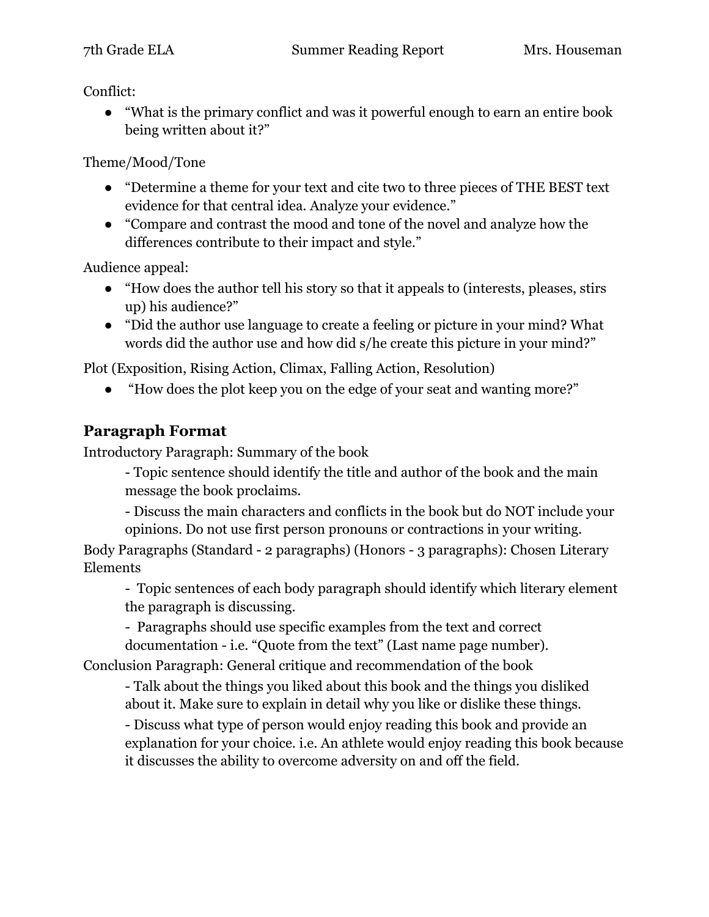Conflict:

- "What is the primary conflict and was it powerful enough to earn an entire book being written about it?"

Theme/Mood/Tone

- "Determine a theme for your text and cite two to three pieces of THE BEST text evidence for that central idea. Analyze your evidence."
- "Compare and contrast the mood and tone of the novel and analyze how the differences contribute to their impact and style."

Audience appeal:

- "How does the author tell his story so that it appeals to (interests, pleases, stirs up) his audience?"
- "Did the author use language to create a feeling or picture in your mind? What words did the author use and how did s/he create this picture in your mind?"

Plot (Exposition, Rising Action, Climax, Falling Action, Resolution)

- "How does the plot keep you on the edge of your seat and wanting more?"

## Paragraph Format

Introductory Paragraph: Summary of the book

> - Topic sentence should identify the title and author of the book and the main message the book proclaims.
>
> - Discuss the main characters and conflicts in the book but do NOT include your opinions. Do not use first person pronouns or contractions in your writing.

Body Paragraphs (Standard - 2 paragraphs) (Honors - 3 paragraphs): Chosen Literary Elements

> - Topic sentences of each body paragraph should identify which literary element the paragraph is discussing.
>
> - Paragraphs should use specific examples from the text and correct documentation - i.e. "Quote from the text" (Last name page number).

Conclusion Paragraph: General critique and recommendation of the book

> - Talk about the things you liked about this book and the things you disliked about it. Make sure to explain in detail why you like or dislike these things.
>
> - Discuss what type of person would enjoy reading this book and provide an explanation for your choice. i.e. An athlete would enjoy reading this book because it discusses the ability to overcome adversity on and off the field.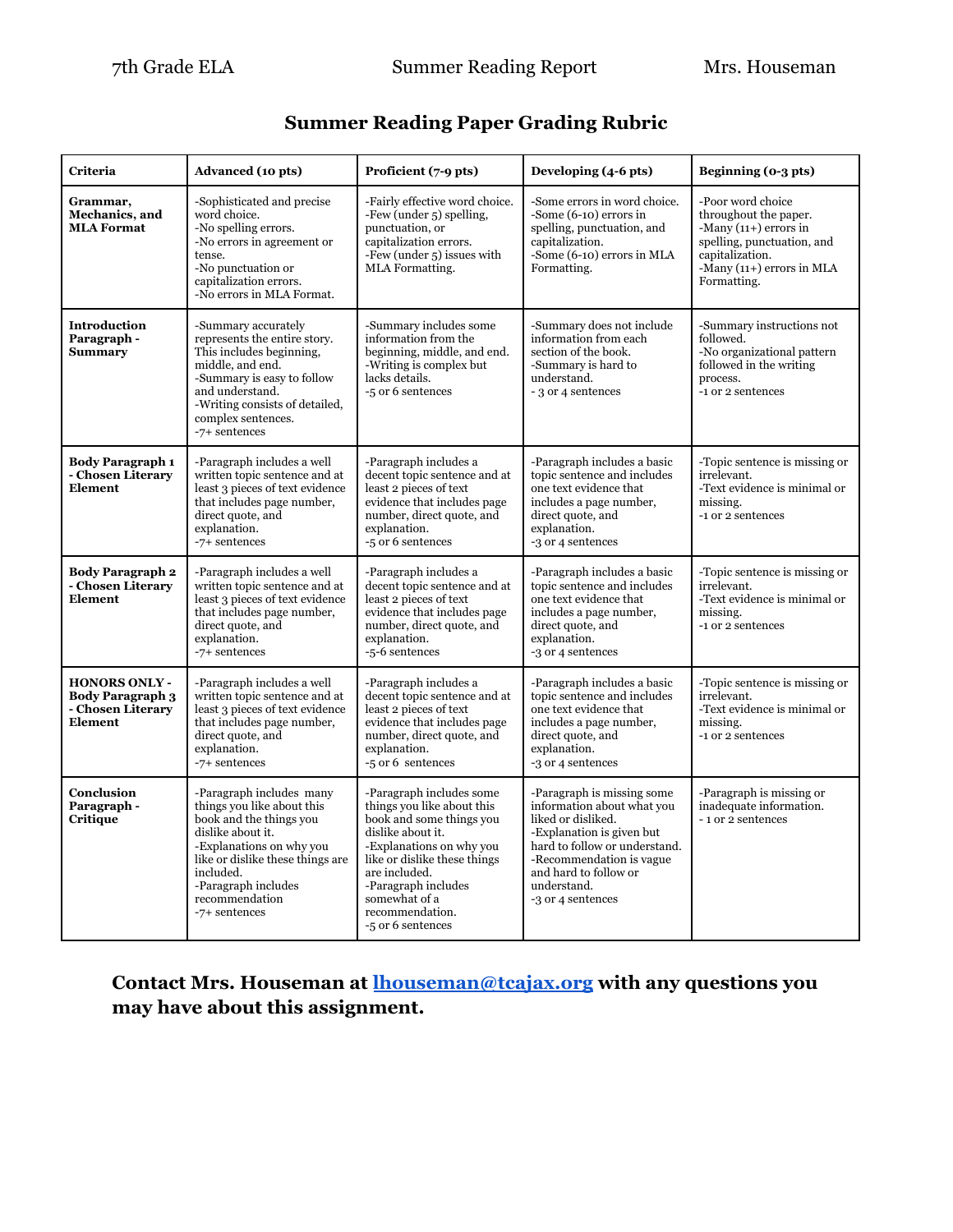## Summer Reading Paper Grading Rubric

| Criteria | Advanced (10 pts) | Proficient (7-9 pts) | Developing (4-6 pts) | Beginning (0-3 pts) |
|---|---|---|---|---|
| **Grammar, Mechanics, and MLA Format** | -Sophisticated and precise word choice.<br>-No spelling errors.<br>-No errors in agreement or tense.<br>-No punctuation or capitalization errors.<br>-No errors in MLA Format. | -Fairly effective word choice.<br>-Few (under 5) spelling, punctuation, or capitalization errors.<br>-Few (under 5) issues with MLA Formatting. | -Some errors in word choice.<br>-Some (6-10) errors in spelling, punctuation, and capitalization.<br>-Some (6-10) errors in MLA Formatting. | -Poor word choice throughout the paper.<br>-Many (11+) errors in spelling, punctuation, and capitalization.<br>-Many (11+) errors in MLA Formatting. |
| **Introduction Paragraph - Summary** | -Summary accurately represents the entire story. This includes beginning, middle, and end.<br>-Summary is easy to follow and understand.<br>-Writing consists of detailed, complex sentences.<br>-7+ sentences | -Summary includes some information from the beginning, middle, and end.<br>-Writing is complex but lacks details.<br>-5 or 6 sentences | -Summary does not include information from each section of the book.<br>-Summary is hard to understand.<br>- 3 or 4 sentences | -Summary instructions not followed.<br>-No organizational pattern followed in the writing process.<br>-1 or 2 sentences |
| **Body Paragraph 1 - Chosen Literary Element** | -Paragraph includes a well written topic sentence and at least 3 pieces of text evidence that includes page number, direct quote, and explanation.<br>-7+ sentences | -Paragraph includes a decent topic sentence and at least 2 pieces of text evidence that includes page number, direct quote, and explanation.<br>-5 or 6 sentences | -Paragraph includes a basic topic sentence and includes one text evidence that includes a page number, direct quote, and explanation.<br>-3 or 4 sentences | -Topic sentence is missing or irrelevant.<br>-Text evidence is minimal or missing.<br>-1 or 2 sentences |
| **Body Paragraph 2 - Chosen Literary Element** | -Paragraph includes a well written topic sentence and at least 3 pieces of text evidence that includes page number, direct quote, and explanation.<br>-7+ sentences | -Paragraph includes a decent topic sentence and at least 2 pieces of text evidence that includes page number, direct quote, and explanation.<br>-5-6 sentences | -Paragraph includes a basic topic sentence and includes one text evidence that includes a page number, direct quote, and explanation.<br>-3 or 4 sentences | -Topic sentence is missing or irrelevant.<br>-Text evidence is minimal or missing.<br>-1 or 2 sentences |
| **HONORS ONLY - Body Paragraph 3 - Chosen Literary Element** | -Paragraph includes a well written topic sentence and at least 3 pieces of text evidence that includes page number, direct quote, and explanation.<br>-7+ sentences | -Paragraph includes a decent topic sentence and at least 2 pieces of text evidence that includes page number, direct quote, and explanation.<br>-5 or 6 sentences | -Paragraph includes a basic topic sentence and includes one text evidence that includes a page number, direct quote, and explanation.<br>-3 or 4 sentences | -Topic sentence is missing or irrelevant.<br>-Text evidence is minimal or missing.<br>-1 or 2 sentences |
| **Conclusion Paragraph - Critique** | -Paragraph includes many things you like about this book and the things you dislike about it.<br>-Explanations on why you like or dislike these things are included.<br>-Paragraph includes recommendation<br>-7+ sentences | -Paragraph includes some things you like about this book and some things you dislike about it.<br>-Explanations on why you like or dislike these things are included.<br>-Paragraph includes somewhat of a recommendation.<br>-5 or 6 sentences | -Paragraph is missing some information about what you liked or disliked.<br>-Explanation is given but hard to follow or understand.<br>-Recommendation is vague and hard to follow or understand.<br>-3 or 4 sentences | -Paragraph is missing or inadequate information.<br>- 1 or 2 sentences |

**Contact Mrs. Houseman at [lhouseman@tcajax.org](mailto:lhouseman@tcajax.org) with any questions you may have about this assignment.**